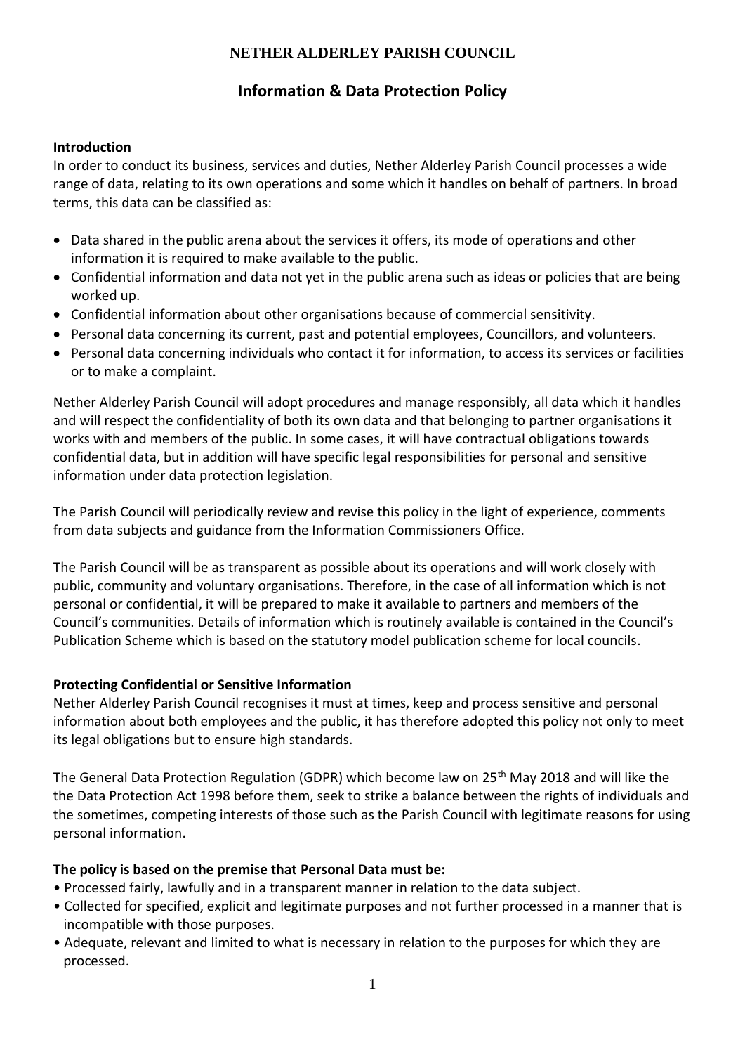# NETHER ALDERLEY PARISH COUNCIL

## Information & Data Protection Policy

**Introduction**

In order to conduct its business, services and duties, Nether Alderley Parish Council processes a wide range of data, relating to its own operations and some which it handles on behalf of partners. In broad terms, this data can be classified as:

- Data shared in the public arena about the services it offers, its mode of operations and other information it is required to make available to the public.
- Confidential information and data not yet in the public arena such as ideas or policies that are being worked up.
- Confidential information about other organisations because of commercial sensitivity.
- Personal data concerning its current, past and potential employees, Councillors, and volunteers.
- Personal data concerning individuals who contact it for information, to access its services or facilities or to make a complaint.

Nether Alderley Parish Council will adopt procedures and manage responsibly, all data which it handles and will respect the confidentiality of both its own data and that belonging to partner organisations it works with and members of the public. In some cases, it will have contractual obligations towards confidential data, but in addition will have specific legal responsibilities for personal and sensitive information under data protection legislation.

The Parish Council will periodically review and revise this policy in the light of experience, comments from data subjects and guidance from the Information Commissioners Office.

The Parish Council will be as transparent as possible about its operations and will work closely with public, community and voluntary organisations. Therefore, in the case of all information which is not personal or confidential, it will be prepared to make it available to partners and members of the Council's communities. Details of information which is routinely available is contained in the Council's Publication Scheme which is based on the statutory model publication scheme for local councils.

**Protecting Confidential or Sensitive Information**

Nether Alderley Parish Council recognises it must at times, keep and process sensitive and personal information about both employees and the public, it has therefore adopted this policy not only to meet its legal obligations but to ensure high standards.

The General Data Protection Regulation (GDPR) which become law on 25th May 2018 and will like the the Data Protection Act 1998 before them, seek to strike a balance between the rights of individuals and the sometimes, competing interests of those such as the Parish Council with legitimate reasons for using personal information.

**The policy is based on the premise that Personal Data must be:**

- Processed fairly, lawfully and in a transparent manner in relation to the data subject.
- Collected for specified, explicit and legitimate purposes and not further processed in a manner that is incompatible with those purposes.
- Adequate, relevant and limited to what is necessary in relation to the purposes for which they are processed.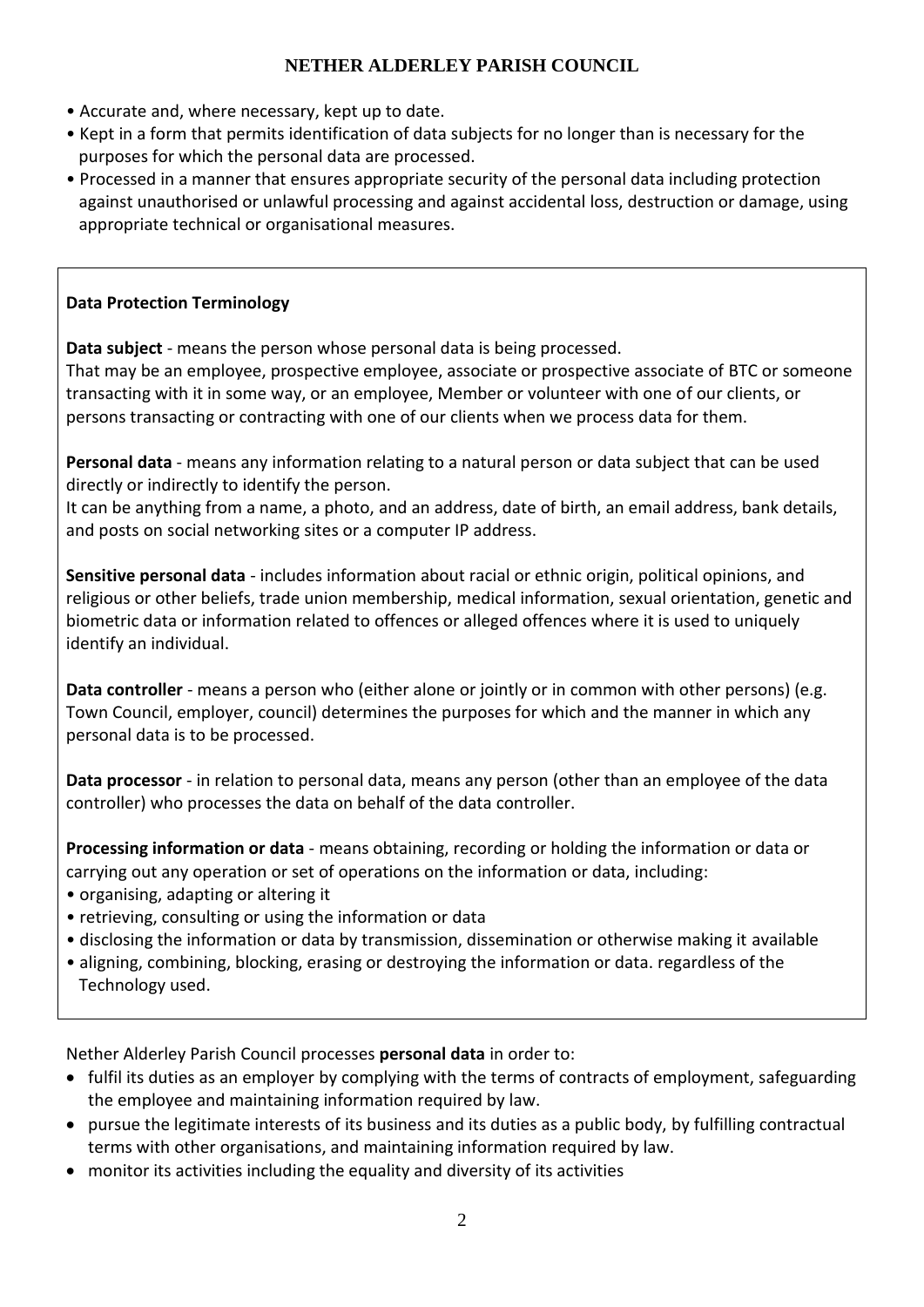- Accurate and, where necessary, kept up to date.
- Kept in a form that permits identification of data subjects for no longer than is necessary for the purposes for which the personal data are processed.
- Processed in a manner that ensures appropriate security of the personal data including protection against unauthorised or unlawful processing and against accidental loss, destruction or damage, using appropriate technical or organisational measures.

**Data Protection Terminology**

**Data subject** - means the person whose personal data is being processed.
That may be an employee, prospective employee, associate or prospective associate of BTC or someone transacting with it in some way, or an employee, Member or volunteer with one of our clients, or persons transacting or contracting with one of our clients when we process data for them.

**Personal data** - means any information relating to a natural person or data subject that can be used directly or indirectly to identify the person.
It can be anything from a name, a photo, and an address, date of birth, an email address, bank details, and posts on social networking sites or a computer IP address.

**Sensitive personal data** - includes information about racial or ethnic origin, political opinions, and religious or other beliefs, trade union membership, medical information, sexual orientation, genetic and biometric data or information related to offences or alleged offences where it is used to uniquely identify an individual.

**Data controller** - means a person who (either alone or jointly or in common with other persons) (e.g. Town Council, employer, council) determines the purposes for which and the manner in which any personal data is to be processed.

**Data processor** - in relation to personal data, means any person (other than an employee of the data controller) who processes the data on behalf of the data controller.

**Processing information or data** - means obtaining, recording or holding the information or data or carrying out any operation or set of operations on the information or data, including:
- organising, adapting or altering it
- retrieving, consulting or using the information or data
- disclosing the information or data by transmission, dissemination or otherwise making it available
- aligning, combining, blocking, erasing or destroying the information or data. regardless of the Technology used.

Nether Alderley Parish Council processes **personal data** in order to:
- fulfil its duties as an employer by complying with the terms of contracts of employment, safeguarding the employee and maintaining information required by law.
- pursue the legitimate interests of its business and its duties as a public body, by fulfilling contractual terms with other organisations, and maintaining information required by law.
- monitor its activities including the equality and diversity of its activities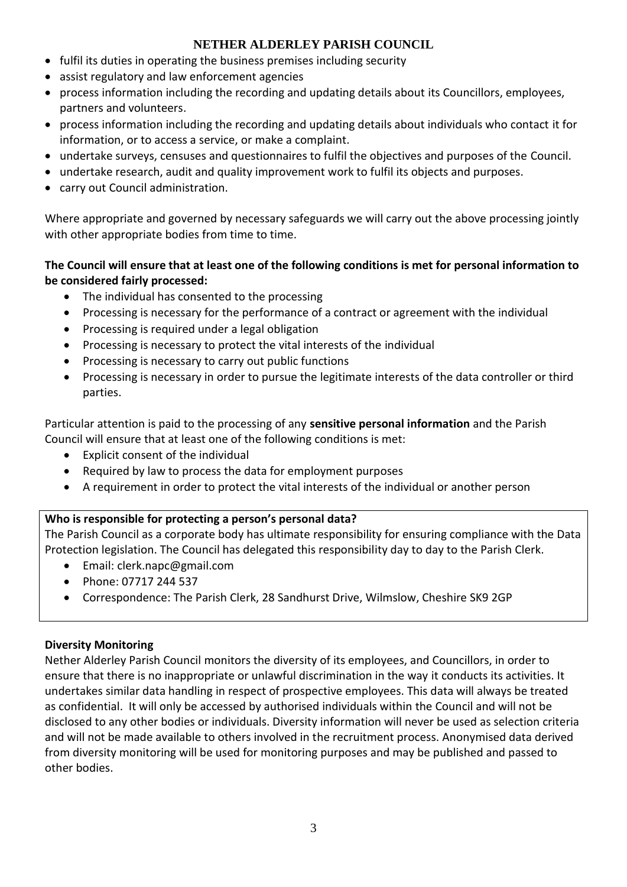- fulfil its duties in operating the business premises including security
- assist regulatory and law enforcement agencies
- process information including the recording and updating details about its Councillors, employees, partners and volunteers.
- process information including the recording and updating details about individuals who contact it for information, or to access a service, or make a complaint.
- undertake surveys, censuses and questionnaires to fulfil the objectives and purposes of the Council.
- undertake research, audit and quality improvement work to fulfil its objects and purposes.
- carry out Council administration.

Where appropriate and governed by necessary safeguards we will carry out the above processing jointly with other appropriate bodies from time to time.

**The Council will ensure that at least one of the following conditions is met for personal information to be considered fairly processed:**

- The individual has consented to the processing
- Processing is necessary for the performance of a contract or agreement with the individual
- Processing is required under a legal obligation
- Processing is necessary to protect the vital interests of the individual
- Processing is necessary to carry out public functions
- Processing is necessary in order to pursue the legitimate interests of the data controller or third parties.

Particular attention is paid to the processing of any **sensitive personal information** and the Parish Council will ensure that at least one of the following conditions is met:

- Explicit consent of the individual
- Required by law to process the data for employment purposes
- A requirement in order to protect the vital interests of the individual or another person

**Who is responsible for protecting a person's personal data?**

The Parish Council as a corporate body has ultimate responsibility for ensuring compliance with the Data Protection legislation. The Council has delegated this responsibility day to day to the Parish Clerk.

- Email: clerk.napc@gmail.com
- Phone: 07717 244 537
- Correspondence: The Parish Clerk, 28 Sandhurst Drive, Wilmslow, Cheshire SK9 2GP

**Diversity Monitoring**

Nether Alderley Parish Council monitors the diversity of its employees, and Councillors, in order to ensure that there is no inappropriate or unlawful discrimination in the way it conducts its activities. It undertakes similar data handling in respect of prospective employees. This data will always be treated as confidential. It will only be accessed by authorised individuals within the Council and will not be disclosed to any other bodies or individuals. Diversity information will never be used as selection criteria and will not be made available to others involved in the recruitment process. Anonymised data derived from diversity monitoring will be used for monitoring purposes and may be published and passed to other bodies.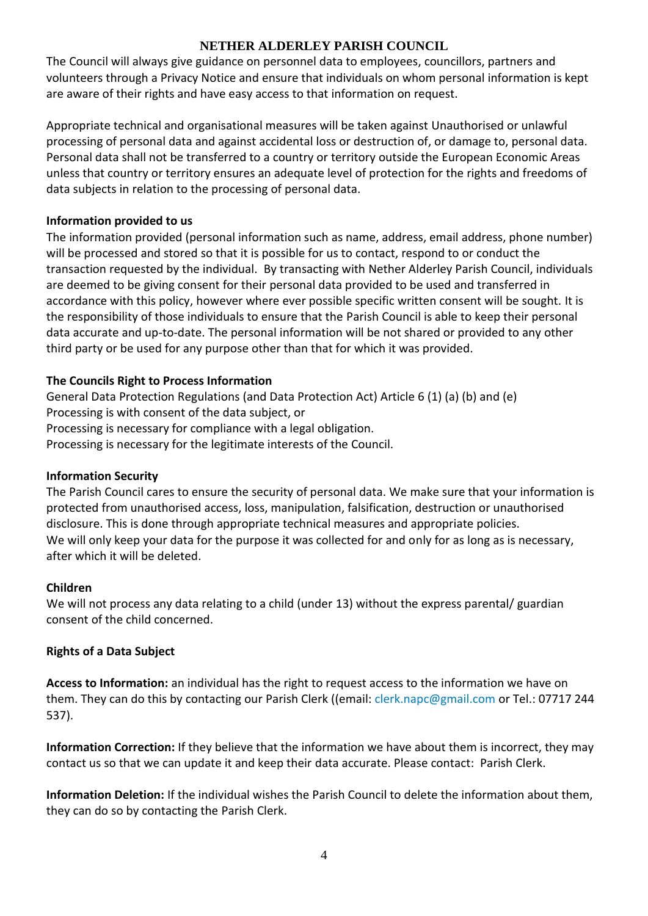The Council will always give guidance on personnel data to employees, councillors, partners and volunteers through a Privacy Notice and ensure that individuals on whom personal information is kept are aware of their rights and have easy access to that information on request.

Appropriate technical and organisational measures will be taken against Unauthorised or unlawful processing of personal data and against accidental loss or destruction of, or damage to, personal data. Personal data shall not be transferred to a country or territory outside the European Economic Areas unless that country or territory ensures an adequate level of protection for the rights and freedoms of data subjects in relation to the processing of personal data.

**Information provided to us**

The information provided (personal information such as name, address, email address, phone number) will be processed and stored so that it is possible for us to contact, respond to or conduct the transaction requested by the individual. By transacting with Nether Alderley Parish Council, individuals are deemed to be giving consent for their personal data provided to be used and transferred in accordance with this policy, however where ever possible specific written consent will be sought. It is the responsibility of those individuals to ensure that the Parish Council is able to keep their personal data accurate and up-to-date. The personal information will be not shared or provided to any other third party or be used for any purpose other than that for which it was provided.

**The Councils Right to Process Information**

General Data Protection Regulations (and Data Protection Act) Article 6 (1) (a) (b) and (e)
Processing is with consent of the data subject, or
Processing is necessary for compliance with a legal obligation.
Processing is necessary for the legitimate interests of the Council.

**Information Security**

The Parish Council cares to ensure the security of personal data. We make sure that your information is protected from unauthorised access, loss, manipulation, falsification, destruction or unauthorised disclosure. This is done through appropriate technical measures and appropriate policies.
We will only keep your data for the purpose it was collected for and only for as long as is necessary, after which it will be deleted.

**Children**

We will not process any data relating to a child (under 13) without the express parental/ guardian consent of the child concerned.

**Rights of a Data Subject**

**Access to Information:** an individual has the right to request access to the information we have on them. They can do this by contacting our Parish Clerk ((email: clerk.napc@gmail.com or Tel.: 07717 244 537).

**Information Correction:** If they believe that the information we have about them is incorrect, they may contact us so that we can update it and keep their data accurate. Please contact: Parish Clerk.

**Information Deletion:** If the individual wishes the Parish Council to delete the information about them, they can do so by contacting the Parish Clerk.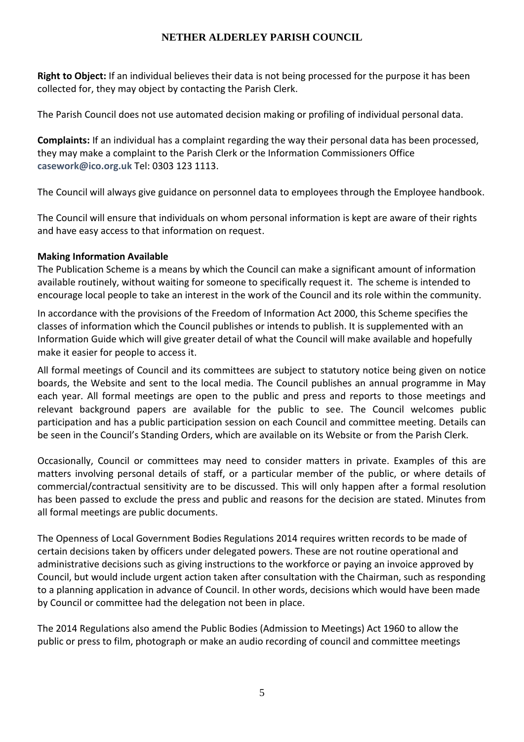**Right to Object:** If an individual believes their data is not being processed for the purpose it has been collected for, they may object by contacting the Parish Clerk.

The Parish Council does not use automated decision making or profiling of individual personal data.

**Complaints:** If an individual has a complaint regarding the way their personal data has been processed, they may make a complaint to the Parish Clerk or the Information Commissioners Office casework@ico.org.uk Tel: 0303 123 1113.

The Council will always give guidance on personnel data to employees through the Employee handbook.

The Council will ensure that individuals on whom personal information is kept are aware of their rights and have easy access to that information on request.

**Making Information Available**

The Publication Scheme is a means by which the Council can make a significant amount of information available routinely, without waiting for someone to specifically request it. The scheme is intended to encourage local people to take an interest in the work of the Council and its role within the community.

In accordance with the provisions of the Freedom of Information Act 2000, this Scheme specifies the classes of information which the Council publishes or intends to publish. It is supplemented with an Information Guide which will give greater detail of what the Council will make available and hopefully make it easier for people to access it.

All formal meetings of Council and its committees are subject to statutory notice being given on notice boards, the Website and sent to the local media. The Council publishes an annual programme in May each year. All formal meetings are open to the public and press and reports to those meetings and relevant background papers are available for the public to see. The Council welcomes public participation and has a public participation session on each Council and committee meeting. Details can be seen in the Council's Standing Orders, which are available on its Website or from the Parish Clerk.

Occasionally, Council or committees may need to consider matters in private. Examples of this are matters involving personal details of staff, or a particular member of the public, or where details of commercial/contractual sensitivity are to be discussed. This will only happen after a formal resolution has been passed to exclude the press and public and reasons for the decision are stated. Minutes from all formal meetings are public documents.

The Openness of Local Government Bodies Regulations 2014 requires written records to be made of certain decisions taken by officers under delegated powers. These are not routine operational and administrative decisions such as giving instructions to the workforce or paying an invoice approved by Council, but would include urgent action taken after consultation with the Chairman, such as responding to a planning application in advance of Council. In other words, decisions which would have been made by Council or committee had the delegation not been in place.

The 2014 Regulations also amend the Public Bodies (Admission to Meetings) Act 1960 to allow the public or press to film, photograph or make an audio recording of council and committee meetings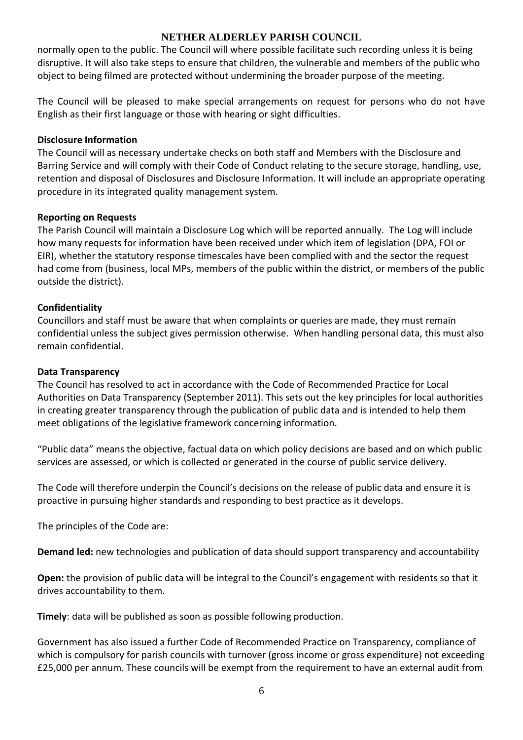normally open to the public. The Council will where possible facilitate such recording unless it is being disruptive. It will also take steps to ensure that children, the vulnerable and members of the public who object to being filmed are protected without undermining the broader purpose of the meeting.

The Council will be pleased to make special arrangements on request for persons who do not have English as their first language or those with hearing or sight difficulties.

**Disclosure Information**

The Council will as necessary undertake checks on both staff and Members with the Disclosure and Barring Service and will comply with their Code of Conduct relating to the secure storage, handling, use, retention and disposal of Disclosures and Disclosure Information. It will include an appropriate operating procedure in its integrated quality management system.

**Reporting on Requests**

The Parish Council will maintain a Disclosure Log which will be reported annually. The Log will include how many requests for information have been received under which item of legislation (DPA, FOI or EIR), whether the statutory response timescales have been complied with and the sector the request had come from (business, local MPs, members of the public within the district, or members of the public outside the district).

**Confidentiality**

Councillors and staff must be aware that when complaints or queries are made, they must remain confidential unless the subject gives permission otherwise. When handling personal data, this must also remain confidential.

**Data Transparency**

The Council has resolved to act in accordance with the Code of Recommended Practice for Local Authorities on Data Transparency (September 2011). This sets out the key principles for local authorities in creating greater transparency through the publication of public data and is intended to help them meet obligations of the legislative framework concerning information.

"Public data" means the objective, factual data on which policy decisions are based and on which public services are assessed, or which is collected or generated in the course of public service delivery.

The Code will therefore underpin the Council's decisions on the release of public data and ensure it is proactive in pursuing higher standards and responding to best practice as it develops.

The principles of the Code are:

**Demand led:** new technologies and publication of data should support transparency and accountability

**Open:** the provision of public data will be integral to the Council's engagement with residents so that it drives accountability to them.

**Timely**: data will be published as soon as possible following production.

Government has also issued a further Code of Recommended Practice on Transparency, compliance of which is compulsory for parish councils with turnover (gross income or gross expenditure) not exceeding £25,000 per annum. These councils will be exempt from the requirement to have an external audit from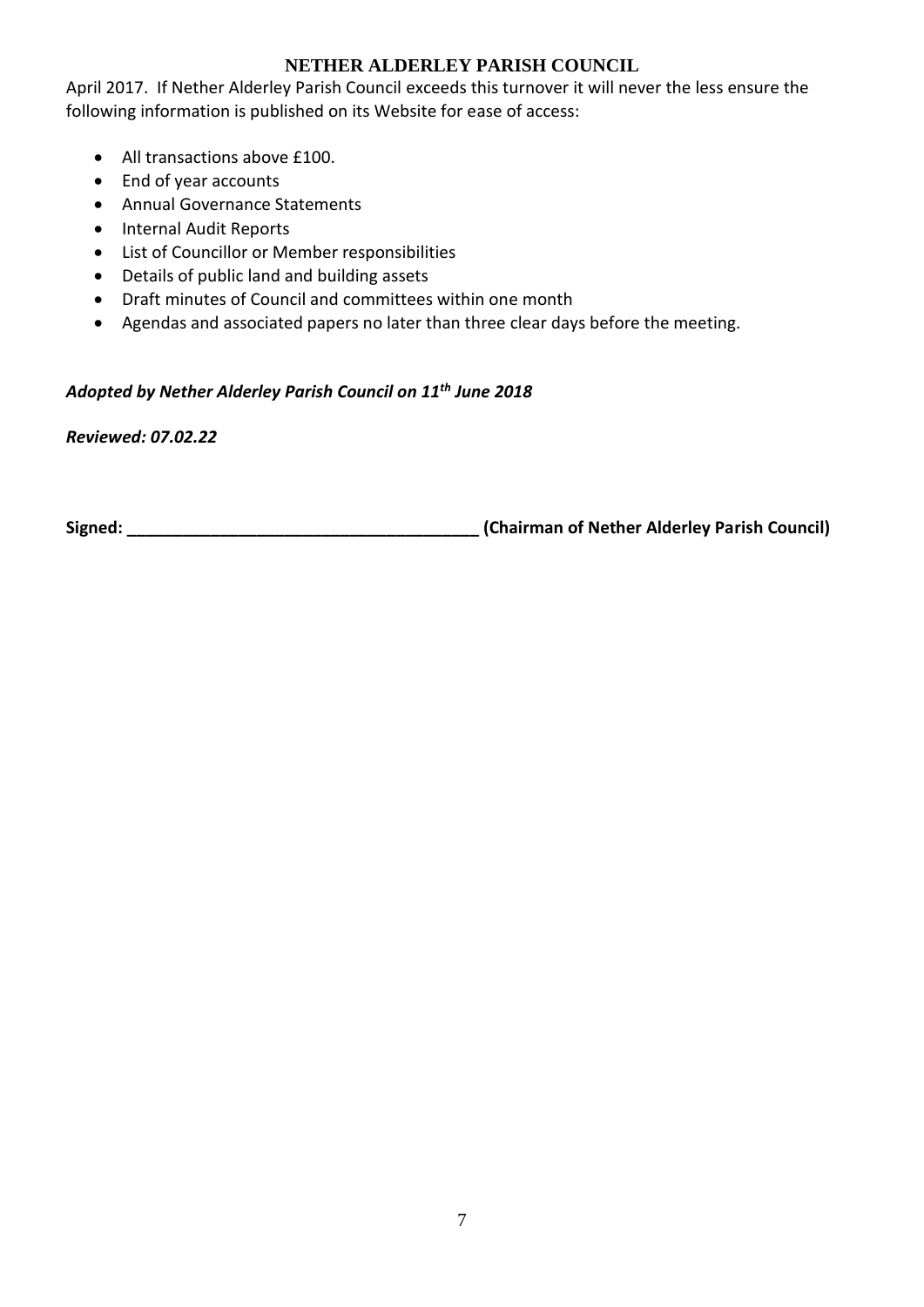April 2017. If Nether Alderley Parish Council exceeds this turnover it will never the less ensure the following information is published on its Website for ease of access:

- All transactions above £100.
- End of year accounts
- Annual Governance Statements
- Internal Audit Reports
- List of Councillor or Member responsibilities
- Details of public land and building assets
- Draft minutes of Council and committees within one month
- Agendas and associated papers no later than three clear days before the meeting.

***Adopted by Nether Alderley Parish Council on 11th June 2018***

***Reviewed: 07.02.22***

**Signed: _____________________________________ (Chairman of Nether Alderley Parish Council)**